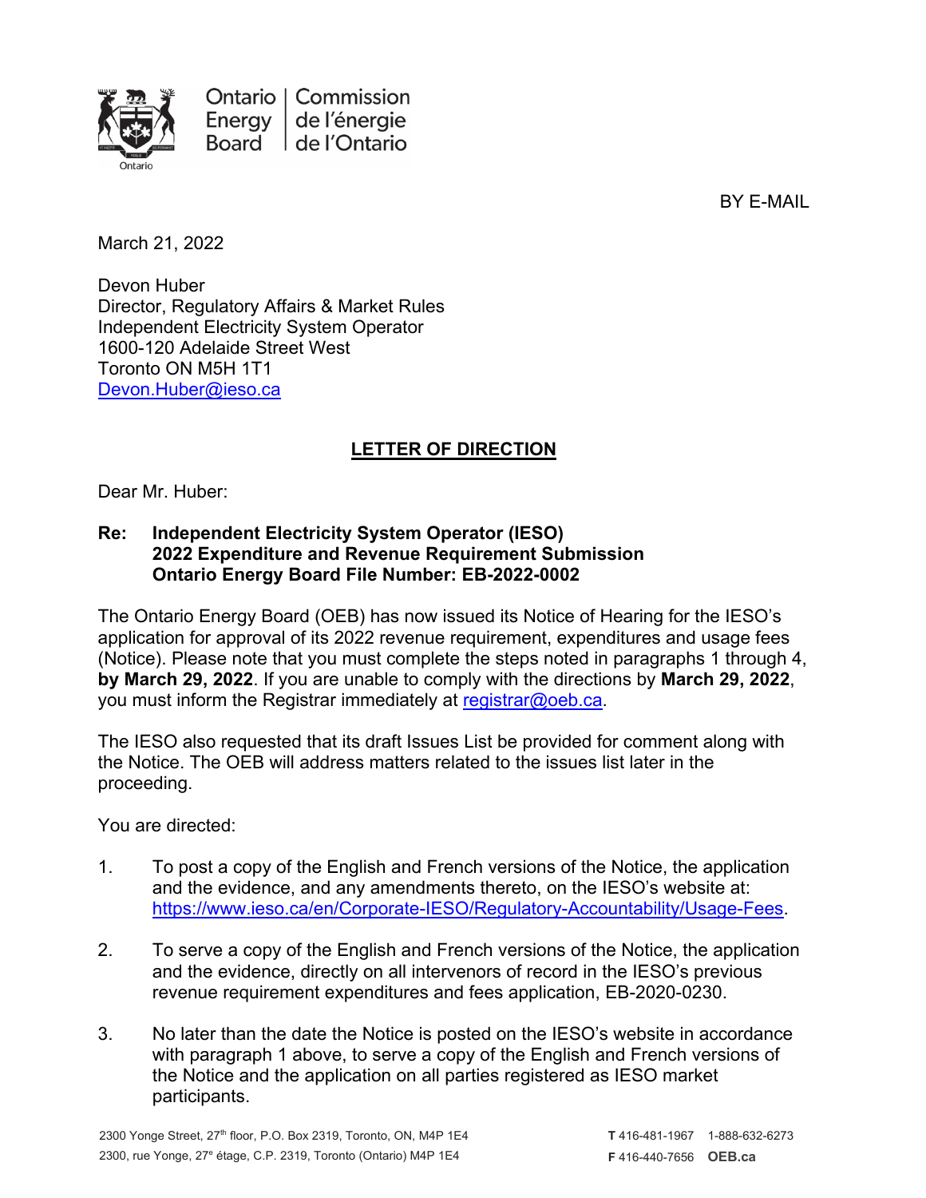Ontario Energy Board | Commission de l'énergie de l'Ontario

BY E-MAIL

March 21, 2022

Devon Huber
Director, Regulatory Affairs & Market Rules
Independent Electricity System Operator
1600-120 Adelaide Street West
Toronto ON M5H 1T1
Devon.Huber@ieso.ca

**LETTER OF DIRECTION**

Dear Mr. Huber:

**Re: Independent Electricity System Operator (IESO)
2022 Expenditure and Revenue Requirement Submission
Ontario Energy Board File Number: EB-2022-0002**

The Ontario Energy Board (OEB) has now issued its Notice of Hearing for the IESO's application for approval of its 2022 revenue requirement, expenditures and usage fees (Notice). Please note that you must complete the steps noted in paragraphs 1 through 4, **by March 29, 2022**. If you are unable to comply with the directions by **March 29, 2022**, you must inform the Registrar immediately at registrar@oeb.ca.

The IESO also requested that its draft Issues List be provided for comment along with the Notice. The OEB will address matters related to the issues list later in the proceeding.

You are directed:

1. To post a copy of the English and French versions of the Notice, the application and the evidence, and any amendments thereto, on the IESO's website at: https://www.ieso.ca/en/Corporate-IESO/Regulatory-Accountability/Usage-Fees.

2. To serve a copy of the English and French versions of the Notice, the application and the evidence, directly on all intervenors of record in the IESO's previous revenue requirement expenditures and fees application, EB-2020-0230.

3. No later than the date the Notice is posted on the IESO's website in accordance with paragraph 1 above, to serve a copy of the English and French versions of the Notice and the application on all parties registered as IESO market participants.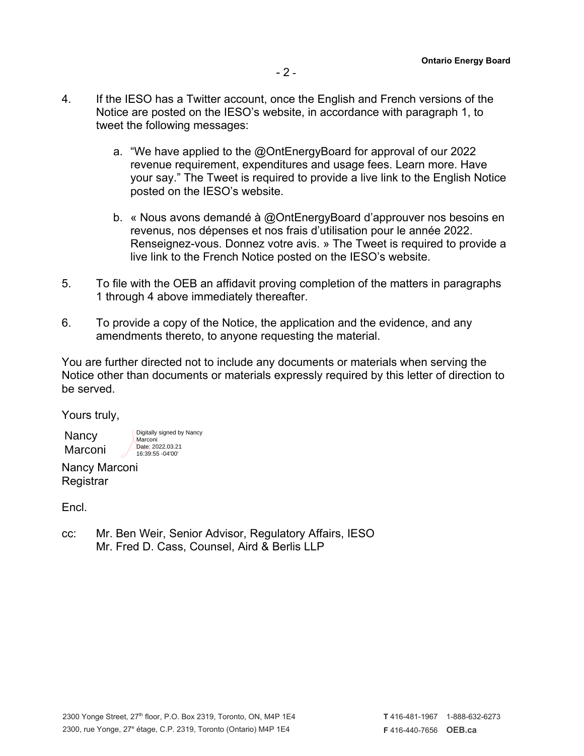4. If the IESO has a Twitter account, once the English and French versions of the Notice are posted on the IESO's website, in accordance with paragraph 1, to tweet the following messages:

   a. "We have applied to the @OntEnergyBoard for approval of our 2022 revenue requirement, expenditures and usage fees. Learn more. Have your say." The Tweet is required to provide a live link to the English Notice posted on the IESO's website.

   b. « Nous avons demandé à @OntEnergyBoard d'approuver nos besoins en revenus, nos dépenses et nos frais d'utilisation pour le année 2022. Renseignez-vous. Donnez votre avis. » The Tweet is required to provide a live link to the French Notice posted on the IESO's website.

5. To file with the OEB an affidavit proving completion of the matters in paragraphs 1 through 4 above immediately thereafter.

6. To provide a copy of the Notice, the application and the evidence, and any amendments thereto, to anyone requesting the material.

You are further directed not to include any documents or materials when serving the Notice other than documents or materials expressly required by this letter of direction to be served.

Yours truly,

Nancy Marconi

Digitally signed by Nancy Marconi
Date: 2022.03.21 16:39:55 -04'00'

Nancy Marconi
Registrar

Encl.

cc: Mr. Ben Weir, Senior Advisor, Regulatory Affairs, IESO
Mr. Fred D. Cass, Counsel, Aird & Berlis LLP

2300 Yonge Street, 27th floor, P.O. Box 2319, Toronto, ON, M4P 1E4
2300, rue Yonge, 27e étage, C.P. 2319, Toronto (Ontario) M4P 1E4

T 416-481-1967 1-888-632-6273
F 416-440-7656 OEB.ca